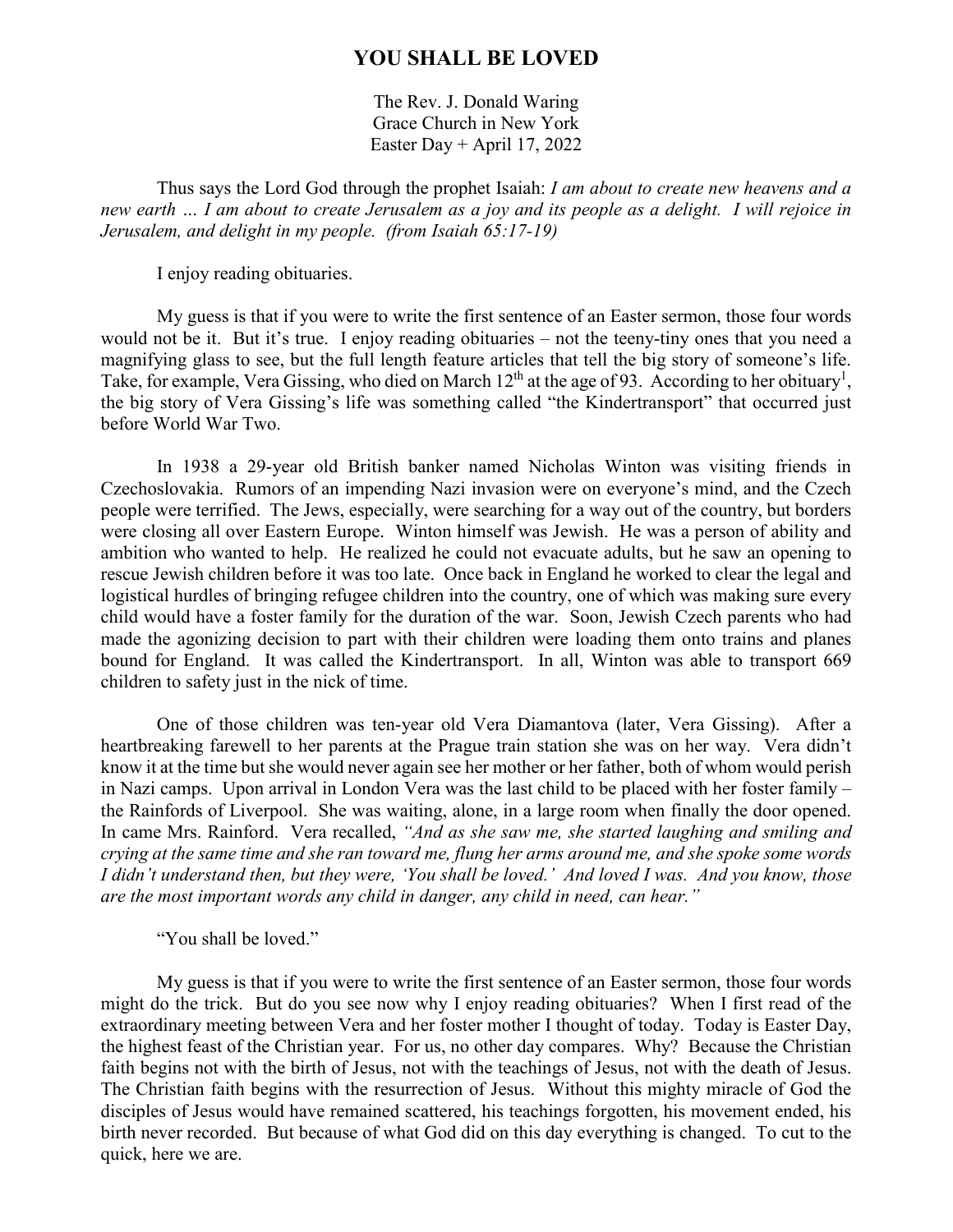# YOU SHALL BE LOVED

The Rev. J. Donald Waring
Grace Church in New York
Easter Day + April 17, 2022

Thus says the Lord God through the prophet Isaiah: *I am about to create new heavens and a new earth … I am about to create Jerusalem as a joy and its people as a delight. I will rejoice in Jerusalem, and delight in my people. (from Isaiah 65:17-19)*

I enjoy reading obituaries.

My guess is that if you were to write the first sentence of an Easter sermon, those four words would not be it. But it's true. I enjoy reading obituaries – not the teeny-tiny ones that you need a magnifying glass to see, but the full length feature articles that tell the big story of someone's life. Take, for example, Vera Gissing, who died on March 12th at the age of 93. According to her obituary[1], the big story of Vera Gissing's life was something called "the Kindertransport" that occurred just before World War Two.

In 1938 a 29-year old British banker named Nicholas Winton was visiting friends in Czechoslovakia. Rumors of an impending Nazi invasion were on everyone's mind, and the Czech people were terrified. The Jews, especially, were searching for a way out of the country, but borders were closing all over Eastern Europe. Winton himself was Jewish. He was a person of ability and ambition who wanted to help. He realized he could not evacuate adults, but he saw an opening to rescue Jewish children before it was too late. Once back in England he worked to clear the legal and logistical hurdles of bringing refugee children into the country, one of which was making sure every child would have a foster family for the duration of the war. Soon, Jewish Czech parents who had made the agonizing decision to part with their children were loading them onto trains and planes bound for England. It was called the Kindertransport. In all, Winton was able to transport 669 children to safety just in the nick of time.

One of those children was ten-year old Vera Diamantova (later, Vera Gissing). After a heartbreaking farewell to her parents at the Prague train station she was on her way. Vera didn't know it at the time but she would never again see her mother or her father, both of whom would perish in Nazi camps. Upon arrival in London Vera was the last child to be placed with her foster family – the Rainfords of Liverpool. She was waiting, alone, in a large room when finally the door opened. In came Mrs. Rainford. Vera recalled, *"And as she saw me, she started laughing and smiling and crying at the same time and she ran toward me, flung her arms around me, and she spoke some words I didn't understand then, but they were, 'You shall be loved.' And loved I was. And you know, those are the most important words any child in danger, any child in need, can hear."*

"You shall be loved."

My guess is that if you were to write the first sentence of an Easter sermon, those four words might do the trick. But do you see now why I enjoy reading obituaries? When I first read of the extraordinary meeting between Vera and her foster mother I thought of today. Today is Easter Day, the highest feast of the Christian year. For us, no other day compares. Why? Because the Christian faith begins not with the birth of Jesus, not with the teachings of Jesus, not with the death of Jesus. The Christian faith begins with the resurrection of Jesus. Without this mighty miracle of God the disciples of Jesus would have remained scattered, his teachings forgotten, his movement ended, his birth never recorded. But because of what God did on this day everything is changed. To cut to the quick, here we are.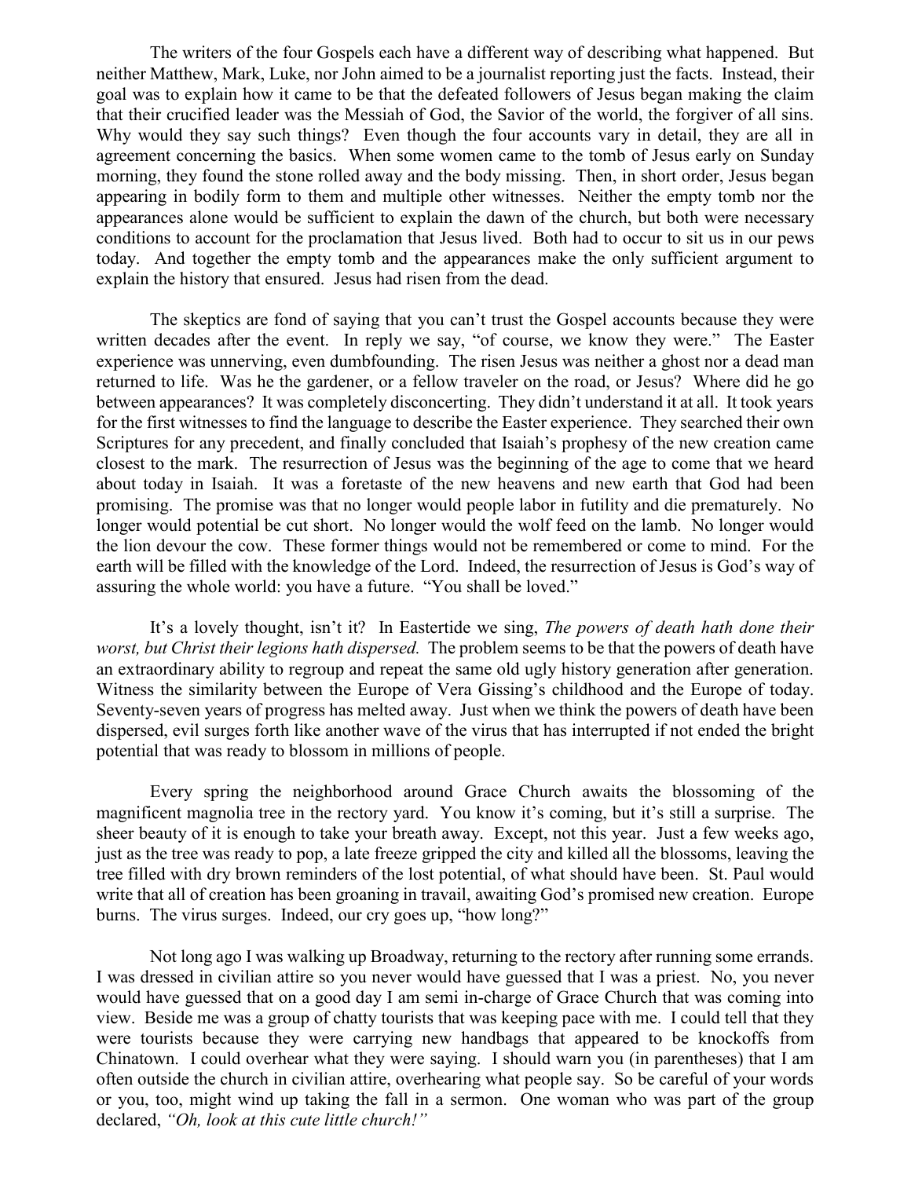The writers of the four Gospels each have a different way of describing what happened. But neither Matthew, Mark, Luke, nor John aimed to be a journalist reporting just the facts. Instead, their goal was to explain how it came to be that the defeated followers of Jesus began making the claim that their crucified leader was the Messiah of God, the Savior of the world, the forgiver of all sins. Why would they say such things? Even though the four accounts vary in detail, they are all in agreement concerning the basics. When some women came to the tomb of Jesus early on Sunday morning, they found the stone rolled away and the body missing. Then, in short order, Jesus began appearing in bodily form to them and multiple other witnesses. Neither the empty tomb nor the appearances alone would be sufficient to explain the dawn of the church, but both were necessary conditions to account for the proclamation that Jesus lived. Both had to occur to sit us in our pews today. And together the empty tomb and the appearances make the only sufficient argument to explain the history that ensured. Jesus had risen from the dead.

The skeptics are fond of saying that you can't trust the Gospel accounts because they were written decades after the event. In reply we say, "of course, we know they were." The Easter experience was unnerving, even dumbfounding. The risen Jesus was neither a ghost nor a dead man returned to life. Was he the gardener, or a fellow traveler on the road, or Jesus? Where did he go between appearances? It was completely disconcerting. They didn't understand it at all. It took years for the first witnesses to find the language to describe the Easter experience. They searched their own Scriptures for any precedent, and finally concluded that Isaiah's prophesy of the new creation came closest to the mark. The resurrection of Jesus was the beginning of the age to come that we heard about today in Isaiah. It was a foretaste of the new heavens and new earth that God had been promising. The promise was that no longer would people labor in futility and die prematurely. No longer would potential be cut short. No longer would the wolf feed on the lamb. No longer would the lion devour the cow. These former things would not be remembered or come to mind. For the earth will be filled with the knowledge of the Lord. Indeed, the resurrection of Jesus is God's way of assuring the whole world: you have a future. "You shall be loved."

It's a lovely thought, isn't it? In Eastertide we sing, *The powers of death hath done their worst, but Christ their legions hath dispersed.* The problem seems to be that the powers of death have an extraordinary ability to regroup and repeat the same old ugly history generation after generation. Witness the similarity between the Europe of Vera Gissing's childhood and the Europe of today. Seventy-seven years of progress has melted away. Just when we think the powers of death have been dispersed, evil surges forth like another wave of the virus that has interrupted if not ended the bright potential that was ready to blossom in millions of people.

Every spring the neighborhood around Grace Church awaits the blossoming of the magnificent magnolia tree in the rectory yard. You know it's coming, but it's still a surprise. The sheer beauty of it is enough to take your breath away. Except, not this year. Just a few weeks ago, just as the tree was ready to pop, a late freeze gripped the city and killed all the blossoms, leaving the tree filled with dry brown reminders of the lost potential, of what should have been. St. Paul would write that all of creation has been groaning in travail, awaiting God's promised new creation. Europe burns. The virus surges. Indeed, our cry goes up, "how long?"

Not long ago I was walking up Broadway, returning to the rectory after running some errands. I was dressed in civilian attire so you never would have guessed that I was a priest. No, you never would have guessed that on a good day I am semi in-charge of Grace Church that was coming into view. Beside me was a group of chatty tourists that was keeping pace with me. I could tell that they were tourists because they were carrying new handbags that appeared to be knockoffs from Chinatown. I could overhear what they were saying. I should warn you (in parentheses) that I am often outside the church in civilian attire, overhearing what people say. So be careful of your words or you, too, might wind up taking the fall in a sermon. One woman who was part of the group declared, *"Oh, look at this cute little church!"*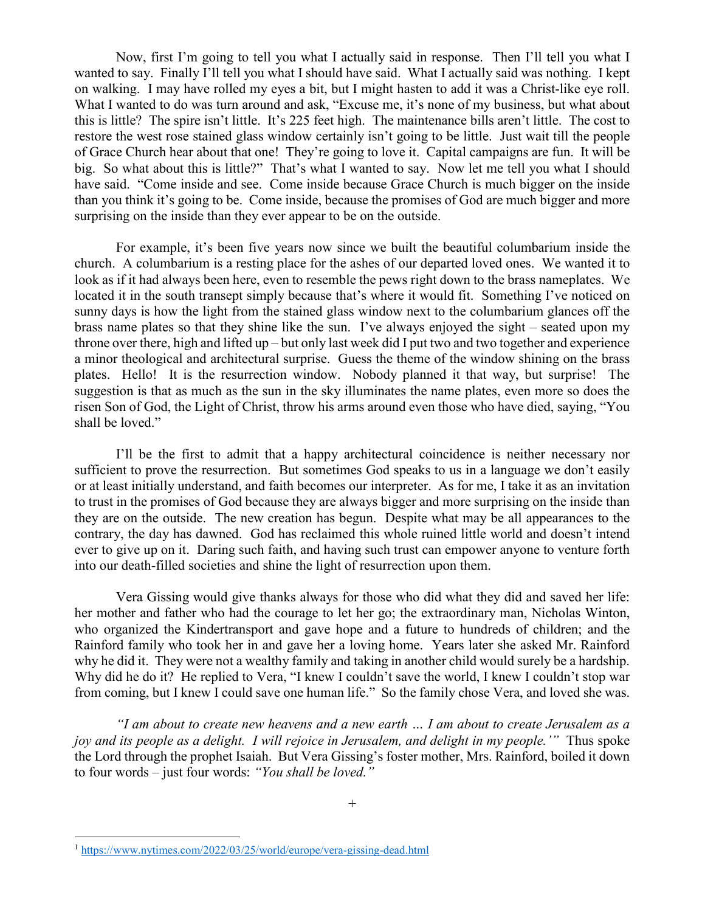Now, first I'm going to tell you what I actually said in response. Then I'll tell you what I wanted to say. Finally I'll tell you what I should have said. What I actually said was nothing. I kept on walking. I may have rolled my eyes a bit, but I might hasten to add it was a Christ-like eye roll. What I wanted to do was turn around and ask, "Excuse me, it's none of my business, but what about this is little? The spire isn't little. It's 225 feet high. The maintenance bills aren't little. The cost to restore the west rose stained glass window certainly isn't going to be little. Just wait till the people of Grace Church hear about that one! They're going to love it. Capital campaigns are fun. It will be big. So what about this is little?" That's what I wanted to say. Now let me tell you what I should have said. "Come inside and see. Come inside because Grace Church is much bigger on the inside than you think it's going to be. Come inside, because the promises of God are much bigger and more surprising on the inside than they ever appear to be on the outside.

For example, it's been five years now since we built the beautiful columbarium inside the church. A columbarium is a resting place for the ashes of our departed loved ones. We wanted it to look as if it had always been here, even to resemble the pews right down to the brass nameplates. We located it in the south transept simply because that's where it would fit. Something I've noticed on sunny days is how the light from the stained glass window next to the columbarium glances off the brass name plates so that they shine like the sun. I've always enjoyed the sight – seated upon my throne over there, high and lifted up – but only last week did I put two and two together and experience a minor theological and architectural surprise. Guess the theme of the window shining on the brass plates. Hello! It is the resurrection window. Nobody planned it that way, but surprise! The suggestion is that as much as the sun in the sky illuminates the name plates, even more so does the risen Son of God, the Light of Christ, throw his arms around even those who have died, saying, "You shall be loved."

I'll be the first to admit that a happy architectural coincidence is neither necessary nor sufficient to prove the resurrection. But sometimes God speaks to us in a language we don't easily or at least initially understand, and faith becomes our interpreter. As for me, I take it as an invitation to trust in the promises of God because they are always bigger and more surprising on the inside than they are on the outside. The new creation has begun. Despite what may be all appearances to the contrary, the day has dawned. God has reclaimed this whole ruined little world and doesn't intend ever to give up on it. Daring such faith, and having such trust can empower anyone to venture forth into our death-filled societies and shine the light of resurrection upon them.

Vera Gissing would give thanks always for those who did what they did and saved her life: her mother and father who had the courage to let her go; the extraordinary man, Nicholas Winton, who organized the Kindertransport and gave hope and a future to hundreds of children; and the Rainford family who took her in and gave her a loving home. Years later she asked Mr. Rainford why he did it. They were not a wealthy family and taking in another child would surely be a hardship. Why did he do it? He replied to Vera, "I knew I couldn't save the world, I knew I couldn't stop war from coming, but I knew I could save one human life." So the family chose Vera, and loved she was.

*"I am about to create new heavens and a new earth … I am about to create Jerusalem as a joy and its people as a delight. I will rejoice in Jerusalem, and delight in my people.'"* Thus spoke the Lord through the prophet Isaiah. But Vera Gissing's foster mother, Mrs. Rainford, boiled it down to four words – just four words: *"You shall be loved."*

+

[1] https://www.nytimes.com/2022/03/25/world/europe/vera-gissing-dead.html